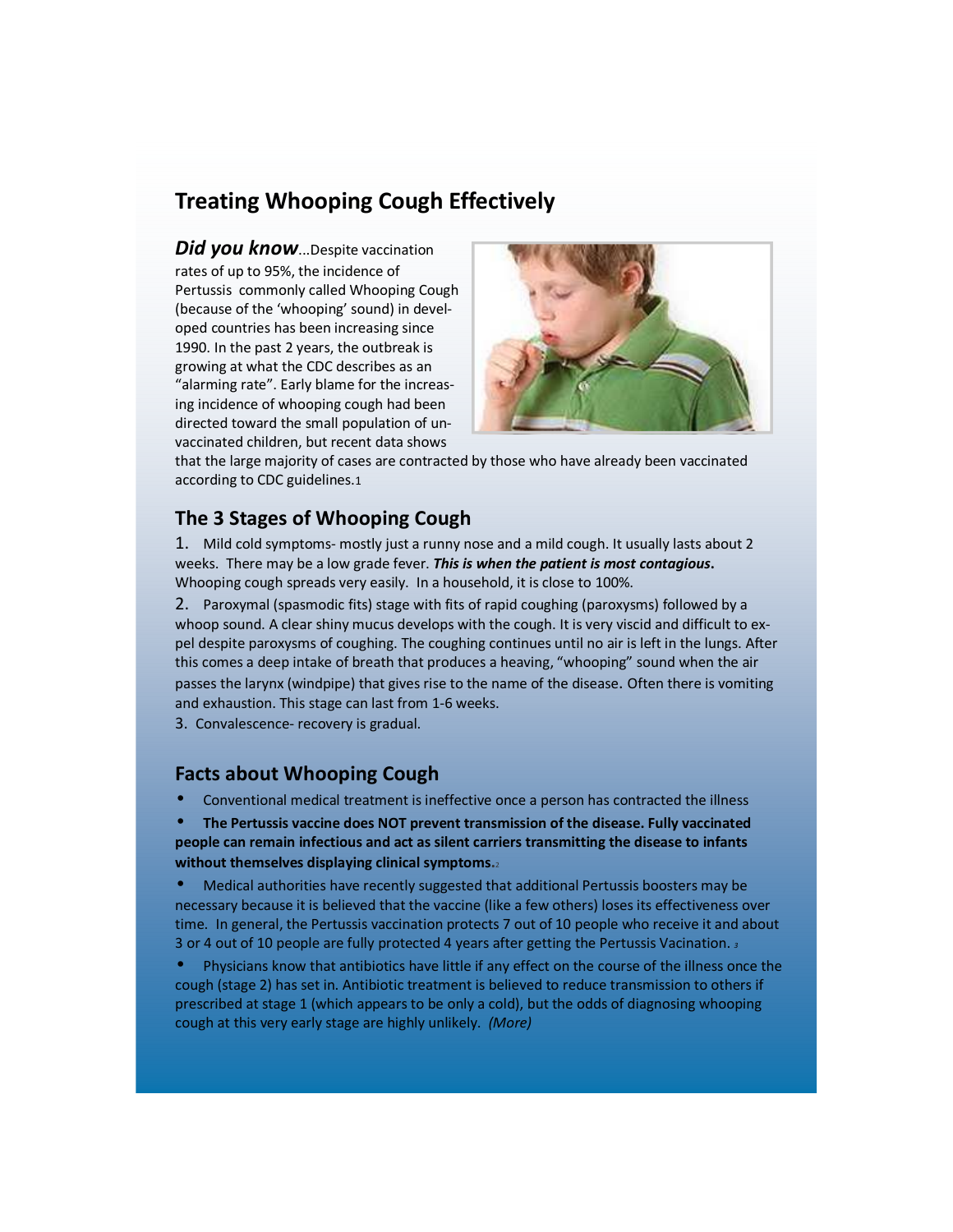# Treating Whooping Cough Effectively

***Did you know***...Despite vaccination rates of up to 95%, the incidence of Pertussis commonly called Whooping Cough (because of the 'whooping' sound) in developed countries has been increasing since 1990. In the past 2 years, the outbreak is growing at what the CDC describes as an "alarming rate". Early blame for the increasing incidence of whooping cough had been directed toward the small population of unvaccinated children, but recent data shows that the large majority of cases are contracted by those who have already been vaccinated according to CDC guidelines.[1]

## The 3 Stages of Whooping Cough

1. Mild cold symptoms- mostly just a runny nose and a mild cough. It usually lasts about 2 weeks. There may be a low grade fever. ***This is when the patient is most contagious*.** Whooping cough spreads very easily. In a household, it is close to 100%.
2. Paroxymal (spasmodic fits) stage with fits of rapid coughing (paroxysms) followed by a whoop sound. A clear shiny mucus develops with the cough. It is very viscid and difficult to expel despite paroxysms of coughing. The coughing continues until no air is left in the lungs. After this comes a deep intake of breath that produces a heaving, "whooping" sound when the air passes the larynx (windpipe) that gives rise to the name of the disease. Often there is vomiting and exhaustion. This stage can last from 1-6 weeks.
3. Convalescence- recovery is gradual.

## Facts about Whooping Cough

- Conventional medical treatment is ineffective once a person has contracted the illness
- **The Pertussis vaccine does NOT prevent transmission of the disease. Fully vaccinated people can remain infectious and act as silent carriers transmitting the disease to infants without themselves displaying clinical symptoms.**[2]
- Medical authorities have recently suggested that additional Pertussis boosters may be necessary because it is believed that the vaccine (like a few others) loses its effectiveness over time. In general, the Pertussis vaccination protects 7 out of 10 people who receive it and about 3 or 4 out of 10 people are fully protected 4 years after getting the Pertussis Vacination.[3]
- Physicians know that antibiotics have little if any effect on the course of the illness once the cough (stage 2) has set in. Antibiotic treatment is believed to reduce transmission to others if prescribed at stage 1 (which appears to be only a cold), but the odds of diagnosing whooping cough at this very early stage are highly unlikely. *(More)*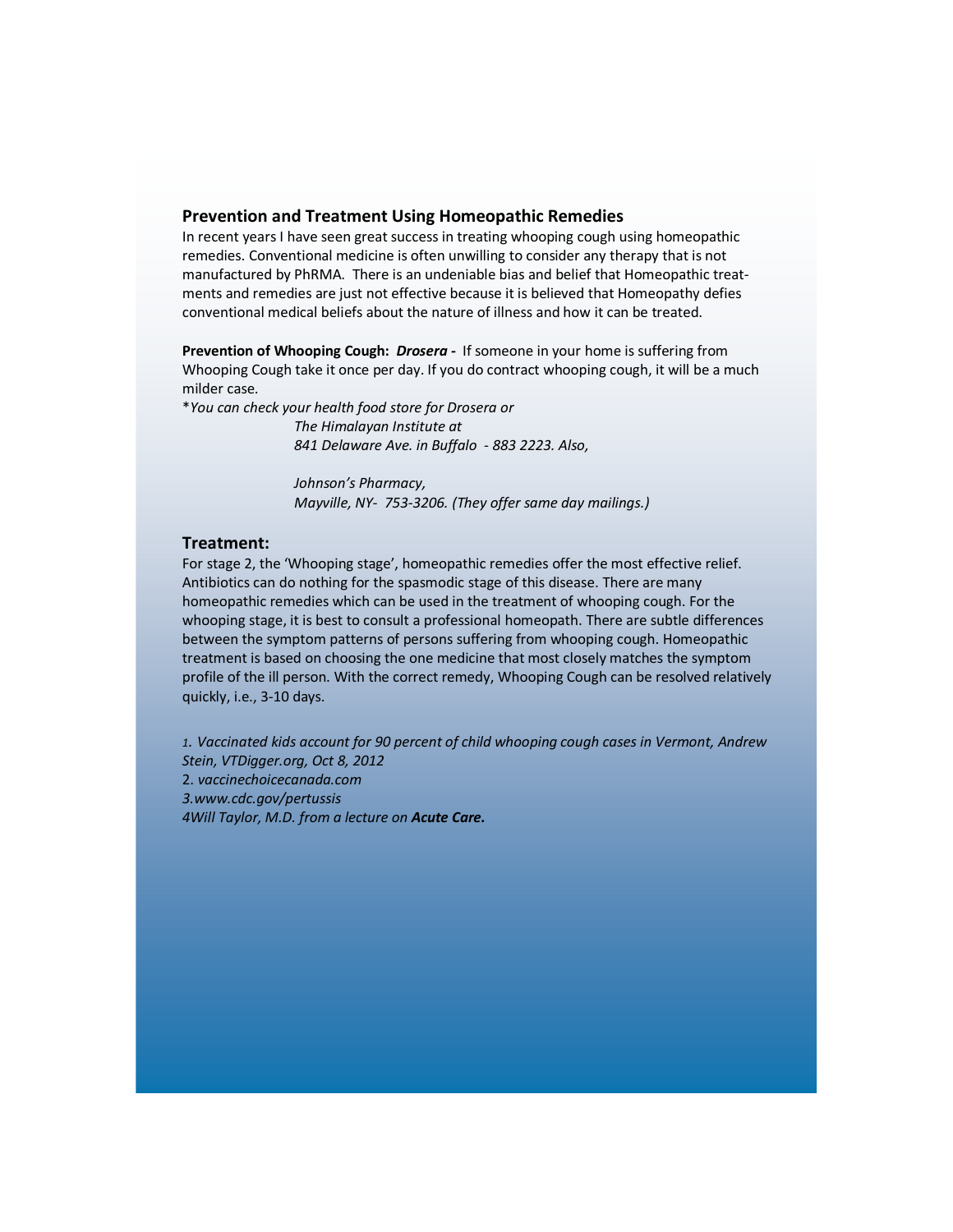## Prevention and Treatment Using Homeopathic Remedies

In recent years I have seen great success in treating whooping cough using homeopathic remedies. Conventional medicine is often unwilling to consider any therapy that is not manufactured by PhRMA. There is an undeniable bias and belief that Homeopathic treatments and remedies are just not effective because it is believed that Homeopathy defies conventional medical beliefs about the nature of illness and how it can be treated.

**Prevention of Whooping Cough:** ***Drosera -*** If someone in your home is suffering from Whooping Cough take it once per day. If you do contract whooping cough, it will be a much milder case.

*\*You can check your health food store for Drosera or*
*The Himalayan Institute at*
*841 Delaware Ave. in Buffalo - 883 2223. Also,*

*Johnson's Pharmacy,*
*Mayville, NY- 753-3206. (They offer same day mailings.)*

## Treatment:

For stage 2, the 'Whooping stage', homeopathic remedies offer the most effective relief. Antibiotics can do nothing for the spasmodic stage of this disease. There are many homeopathic remedies which can be used in the treatment of whooping cough. For the whooping stage, it is best to consult a professional homeopath. There are subtle differences between the symptom patterns of persons suffering from whooping cough. Homeopathic treatment is based on choosing the one medicine that most closely matches the symptom profile of the ill person. With the correct remedy, Whooping Cough can be resolved relatively quickly, i.e., 3-10 days.

1. *Vaccinated kids account for 90 percent of child whooping cough cases in Vermont, Andrew Stein, VTDigger.org, Oct 8, 2012*
2. *vaccinechoicecanada.com*
3. *www.cdc.gov/pertussis*
4. *Will Taylor, M.D. from a lecture on* ***Acute Care.***